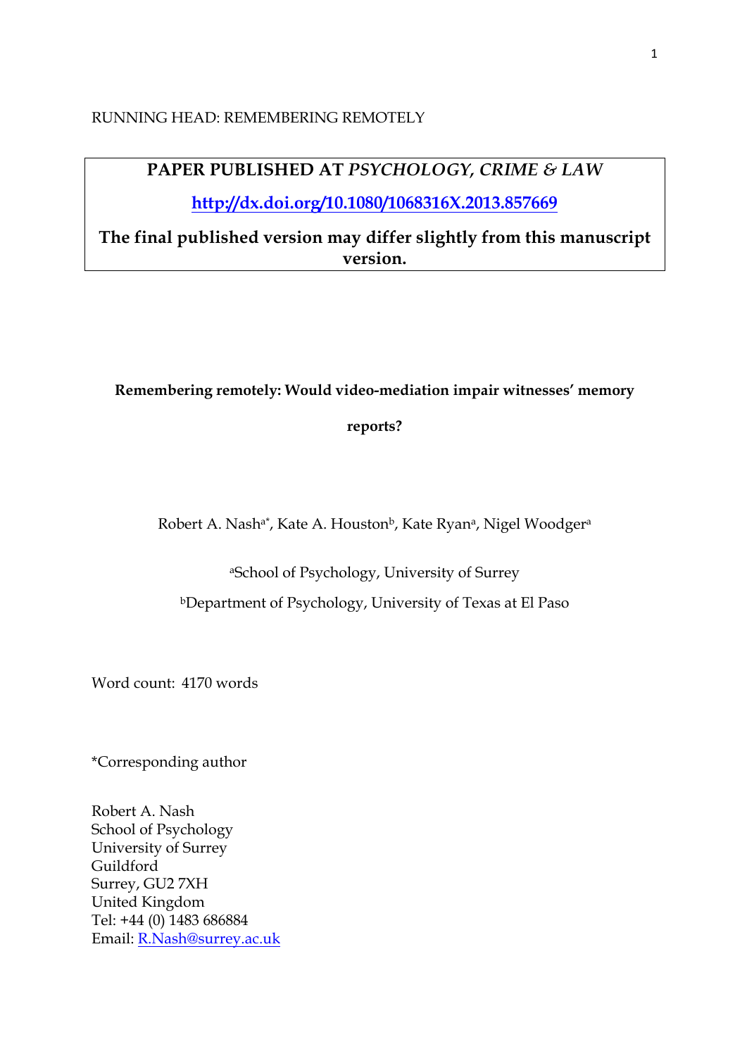RUNNING HEAD: REMEMBERING REMOTELY

**PAPER PUBLISHED AT *PSYCHOLOGY, CRIME & LAW***

**http://dx.doi.org/10.1080/1068316X.2013.857669**

**The final published version may differ slightly from this manuscript version.**

# Remembering remotely: Would video-mediation impair witnesses' memory reports?

Robert A. Nash[a*], Kate A. Houston[b], Kate Ryan[a], Nigel Woodger[a]

[a]School of Psychology, University of Surrey

[b]Department of Psychology, University of Texas at El Paso

Word count: 4170 words

*Corresponding author

Robert A. Nash
School of Psychology
University of Surrey
Guildford
Surrey, GU2 7XH
United Kingdom
Tel: +44 (0) 1483 686884
Email: R.Nash@surrey.ac.uk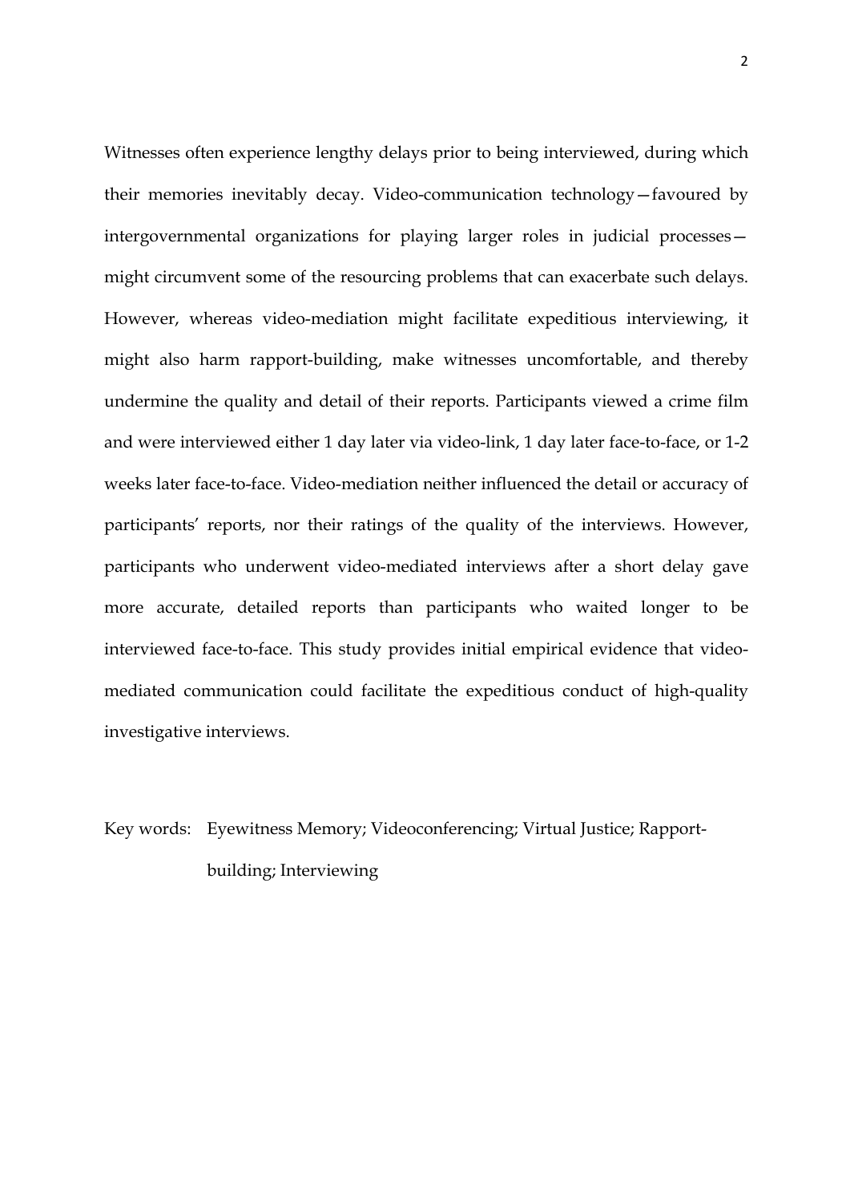Witnesses often experience lengthy delays prior to being interviewed, during which their memories inevitably decay. Video-communication technology—favoured by intergovernmental organizations for playing larger roles in judicial processes—might circumvent some of the resourcing problems that can exacerbate such delays. However, whereas video-mediation might facilitate expeditious interviewing, it might also harm rapport-building, make witnesses uncomfortable, and thereby undermine the quality and detail of their reports. Participants viewed a crime film and were interviewed either 1 day later via video-link, 1 day later face-to-face, or 1-2 weeks later face-to-face. Video-mediation neither influenced the detail or accuracy of participants' reports, nor their ratings of the quality of the interviews. However, participants who underwent video-mediated interviews after a short delay gave more accurate, detailed reports than participants who waited longer to be interviewed face-to-face. This study provides initial empirical evidence that video-mediated communication could facilitate the expeditious conduct of high-quality investigative interviews.

Key words: Eyewitness Memory; Videoconferencing; Virtual Justice; Rapport-building; Interviewing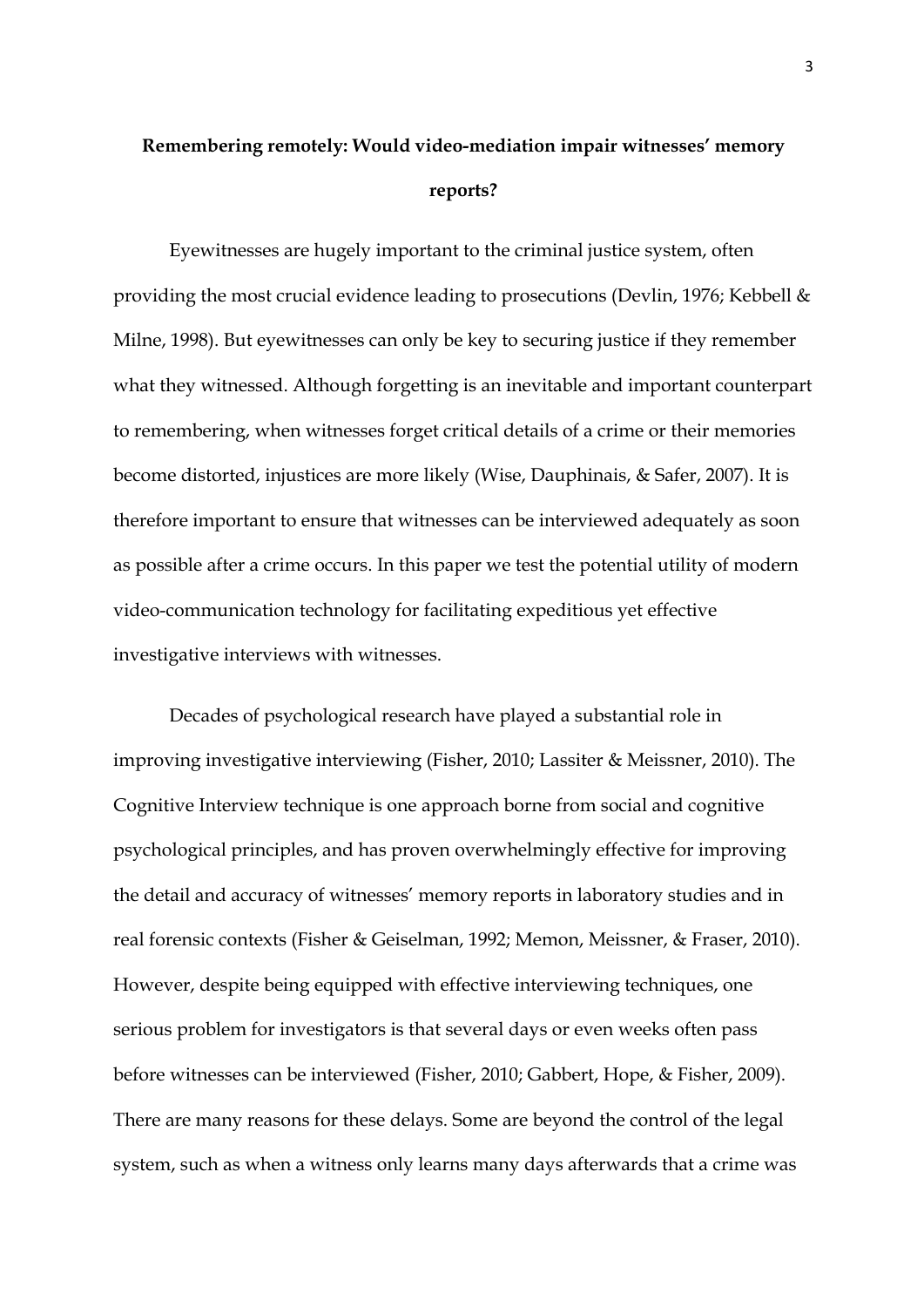# Remembering remotely: Would video-mediation impair witnesses' memory reports?

Eyewitnesses are hugely important to the criminal justice system, often providing the most crucial evidence leading to prosecutions (Devlin, 1976; Kebbell & Milne, 1998). But eyewitnesses can only be key to securing justice if they remember what they witnessed. Although forgetting is an inevitable and important counterpart to remembering, when witnesses forget critical details of a crime or their memories become distorted, injustices are more likely (Wise, Dauphinais, & Safer, 2007). It is therefore important to ensure that witnesses can be interviewed adequately as soon as possible after a crime occurs. In this paper we test the potential utility of modern video-communication technology for facilitating expeditious yet effective investigative interviews with witnesses.

Decades of psychological research have played a substantial role in improving investigative interviewing (Fisher, 2010; Lassiter & Meissner, 2010). The Cognitive Interview technique is one approach borne from social and cognitive psychological principles, and has proven overwhelmingly effective for improving the detail and accuracy of witnesses' memory reports in laboratory studies and in real forensic contexts (Fisher & Geiselman, 1992; Memon, Meissner, & Fraser, 2010). However, despite being equipped with effective interviewing techniques, one serious problem for investigators is that several days or even weeks often pass before witnesses can be interviewed (Fisher, 2010; Gabbert, Hope, & Fisher, 2009). There are many reasons for these delays. Some are beyond the control of the legal system, such as when a witness only learns many days afterwards that a crime was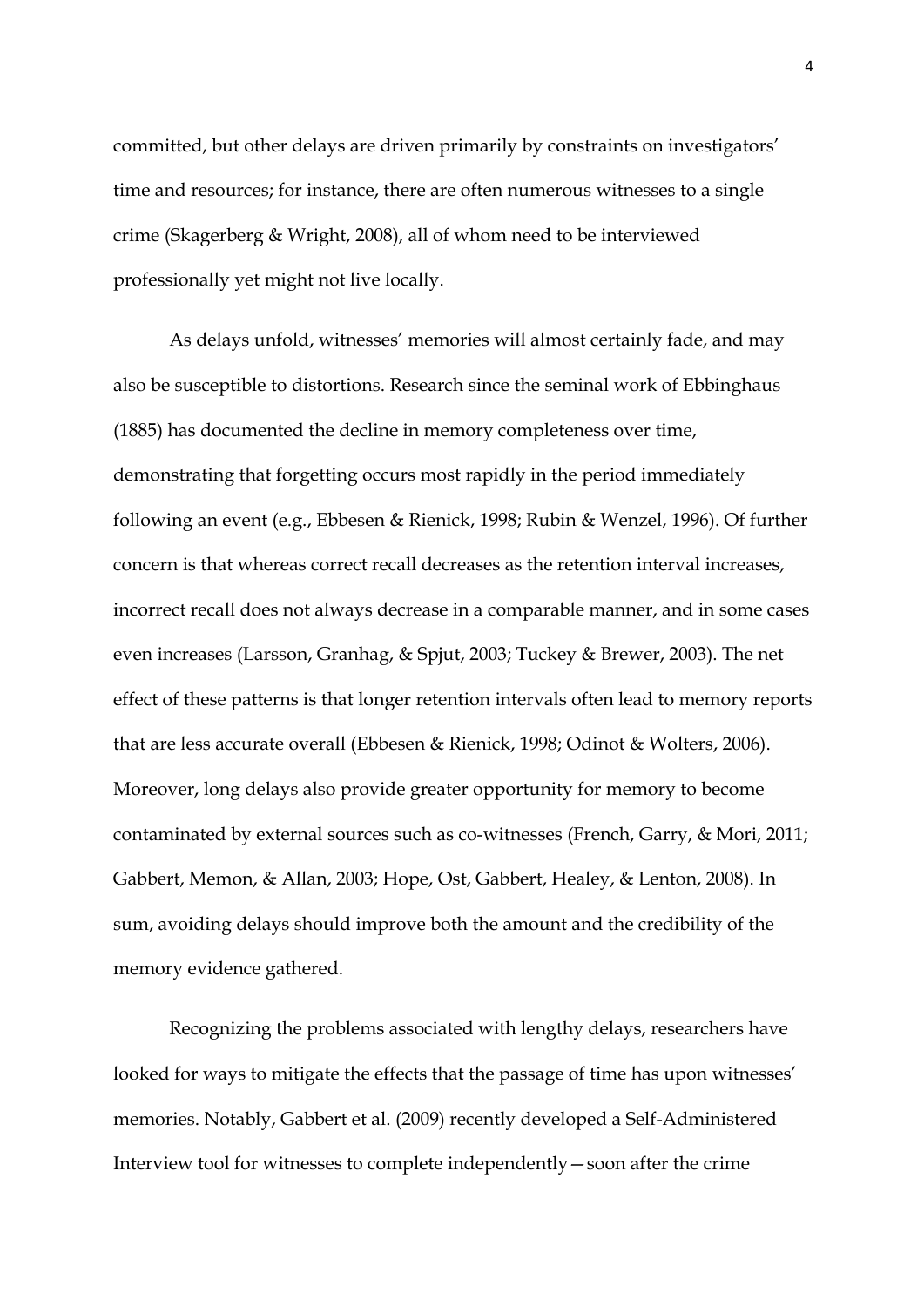committed, but other delays are driven primarily by constraints on investigators' time and resources; for instance, there are often numerous witnesses to a single crime (Skagerberg & Wright, 2008), all of whom need to be interviewed professionally yet might not live locally.

As delays unfold, witnesses' memories will almost certainly fade, and may also be susceptible to distortions. Research since the seminal work of Ebbinghaus (1885) has documented the decline in memory completeness over time, demonstrating that forgetting occurs most rapidly in the period immediately following an event (e.g., Ebbesen & Rienick, 1998; Rubin & Wenzel, 1996). Of further concern is that whereas correct recall decreases as the retention interval increases, incorrect recall does not always decrease in a comparable manner, and in some cases even increases (Larsson, Granhag, & Spjut, 2003; Tuckey & Brewer, 2003). The net effect of these patterns is that longer retention intervals often lead to memory reports that are less accurate overall (Ebbesen & Rienick, 1998; Odinot & Wolters, 2006). Moreover, long delays also provide greater opportunity for memory to become contaminated by external sources such as co-witnesses (French, Garry, & Mori, 2011; Gabbert, Memon, & Allan, 2003; Hope, Ost, Gabbert, Healey, & Lenton, 2008). In sum, avoiding delays should improve both the amount and the credibility of the memory evidence gathered.

Recognizing the problems associated with lengthy delays, researchers have looked for ways to mitigate the effects that the passage of time has upon witnesses' memories. Notably, Gabbert et al. (2009) recently developed a Self-Administered Interview tool for witnesses to complete independently—soon after the crime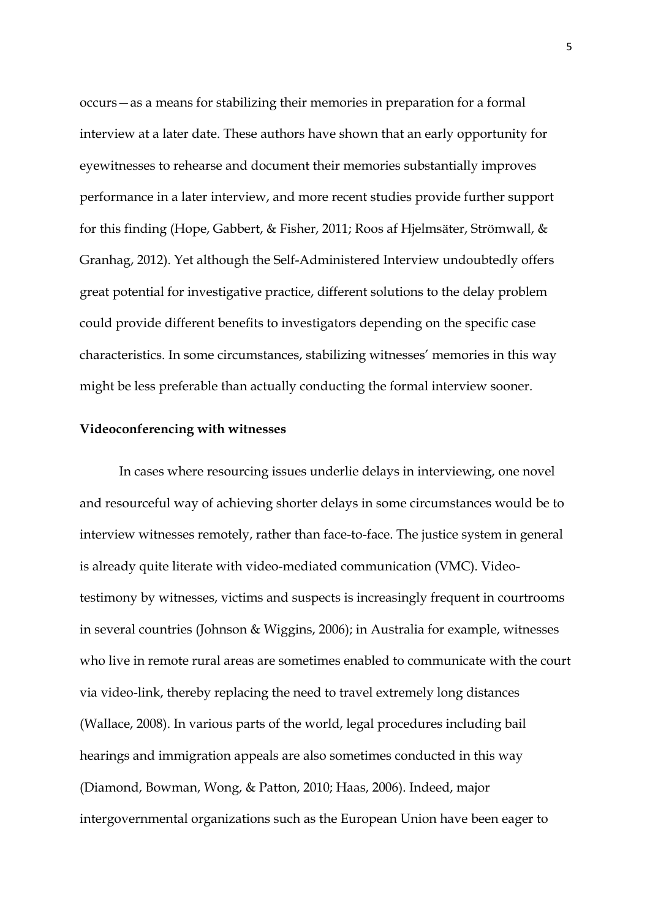occurs—as a means for stabilizing their memories in preparation for a formal interview at a later date. These authors have shown that an early opportunity for eyewitnesses to rehearse and document their memories substantially improves performance in a later interview, and more recent studies provide further support for this finding (Hope, Gabbert, & Fisher, 2011; Roos af Hjelmsäter, Strömwall, & Granhag, 2012). Yet although the Self-Administered Interview undoubtedly offers great potential for investigative practice, different solutions to the delay problem could provide different benefits to investigators depending on the specific case characteristics. In some circumstances, stabilizing witnesses' memories in this way might be less preferable than actually conducting the formal interview sooner.

**Videoconferencing with witnesses**

In cases where resourcing issues underlie delays in interviewing, one novel and resourceful way of achieving shorter delays in some circumstances would be to interview witnesses remotely, rather than face-to-face. The justice system in general is already quite literate with video-mediated communication (VMC). Video-testimony by witnesses, victims and suspects is increasingly frequent in courtrooms in several countries (Johnson & Wiggins, 2006); in Australia for example, witnesses who live in remote rural areas are sometimes enabled to communicate with the court via video-link, thereby replacing the need to travel extremely long distances (Wallace, 2008). In various parts of the world, legal procedures including bail hearings and immigration appeals are also sometimes conducted in this way (Diamond, Bowman, Wong, & Patton, 2010; Haas, 2006). Indeed, major intergovernmental organizations such as the European Union have been eager to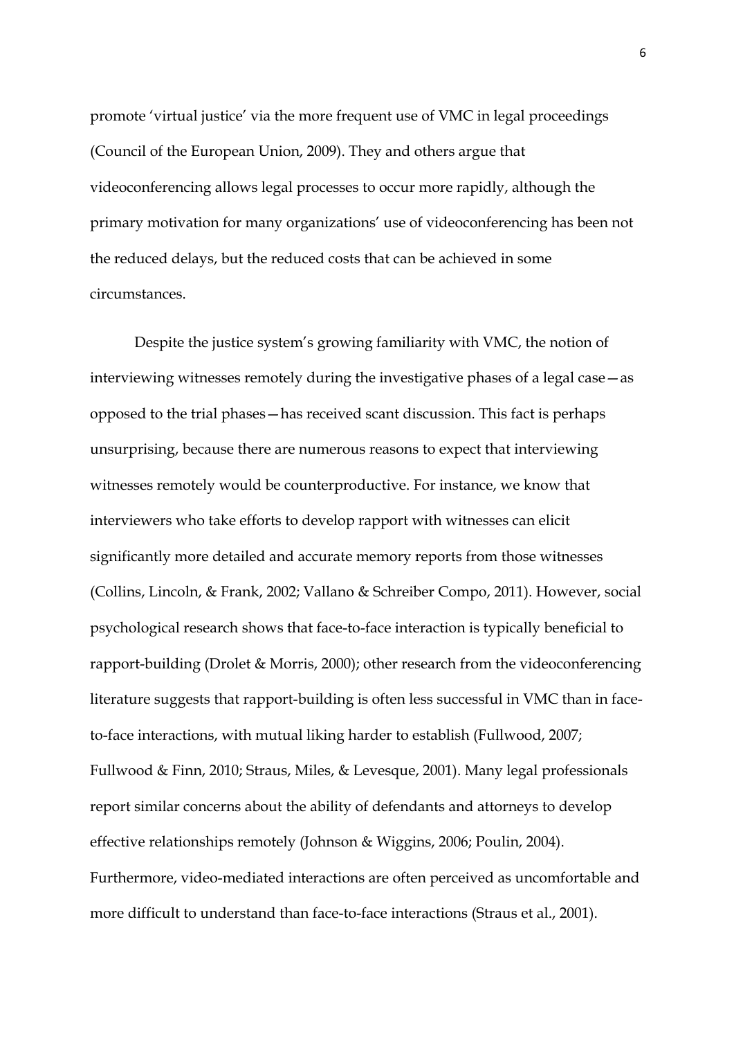promote 'virtual justice' via the more frequent use of VMC in legal proceedings (Council of the European Union, 2009). They and others argue that videoconferencing allows legal processes to occur more rapidly, although the primary motivation for many organizations' use of videoconferencing has been not the reduced delays, but the reduced costs that can be achieved in some circumstances.

Despite the justice system's growing familiarity with VMC, the notion of interviewing witnesses remotely during the investigative phases of a legal case—as opposed to the trial phases—has received scant discussion. This fact is perhaps unsurprising, because there are numerous reasons to expect that interviewing witnesses remotely would be counterproductive. For instance, we know that interviewers who take efforts to develop rapport with witnesses can elicit significantly more detailed and accurate memory reports from those witnesses (Collins, Lincoln, & Frank, 2002; Vallano & Schreiber Compo, 2011). However, social psychological research shows that face-to-face interaction is typically beneficial to rapport-building (Drolet & Morris, 2000); other research from the videoconferencing literature suggests that rapport-building is often less successful in VMC than in face-to-face interactions, with mutual liking harder to establish (Fullwood, 2007; Fullwood & Finn, 2010; Straus, Miles, & Levesque, 2001). Many legal professionals report similar concerns about the ability of defendants and attorneys to develop effective relationships remotely (Johnson & Wiggins, 2006; Poulin, 2004). Furthermore, video-mediated interactions are often perceived as uncomfortable and more difficult to understand than face-to-face interactions (Straus et al., 2001).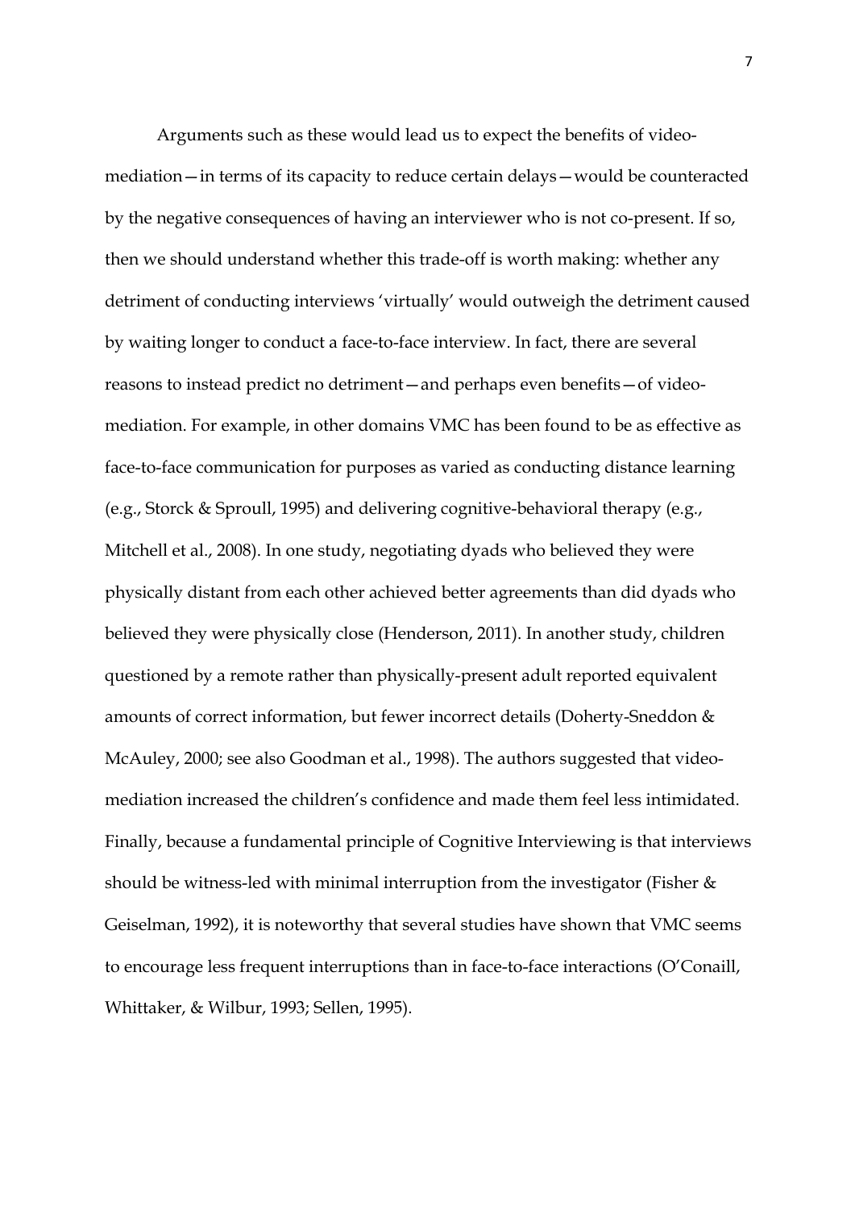Arguments such as these would lead us to expect the benefits of video-mediation—in terms of its capacity to reduce certain delays—would be counteracted by the negative consequences of having an interviewer who is not co-present. If so, then we should understand whether this trade-off is worth making: whether any detriment of conducting interviews 'virtually' would outweigh the detriment caused by waiting longer to conduct a face-to-face interview. In fact, there are several reasons to instead predict no detriment—and perhaps even benefits—of video-mediation. For example, in other domains VMC has been found to be as effective as face-to-face communication for purposes as varied as conducting distance learning (e.g., Storck & Sproull, 1995) and delivering cognitive-behavioral therapy (e.g., Mitchell et al., 2008). In one study, negotiating dyads who believed they were physically distant from each other achieved better agreements than did dyads who believed they were physically close (Henderson, 2011). In another study, children questioned by a remote rather than physically-present adult reported equivalent amounts of correct information, but fewer incorrect details (Doherty-Sneddon & McAuley, 2000; see also Goodman et al., 1998). The authors suggested that video-mediation increased the children's confidence and made them feel less intimidated. Finally, because a fundamental principle of Cognitive Interviewing is that interviews should be witness-led with minimal interruption from the investigator (Fisher & Geiselman, 1992), it is noteworthy that several studies have shown that VMC seems to encourage less frequent interruptions than in face-to-face interactions (O'Conaill, Whittaker, & Wilbur, 1993; Sellen, 1995).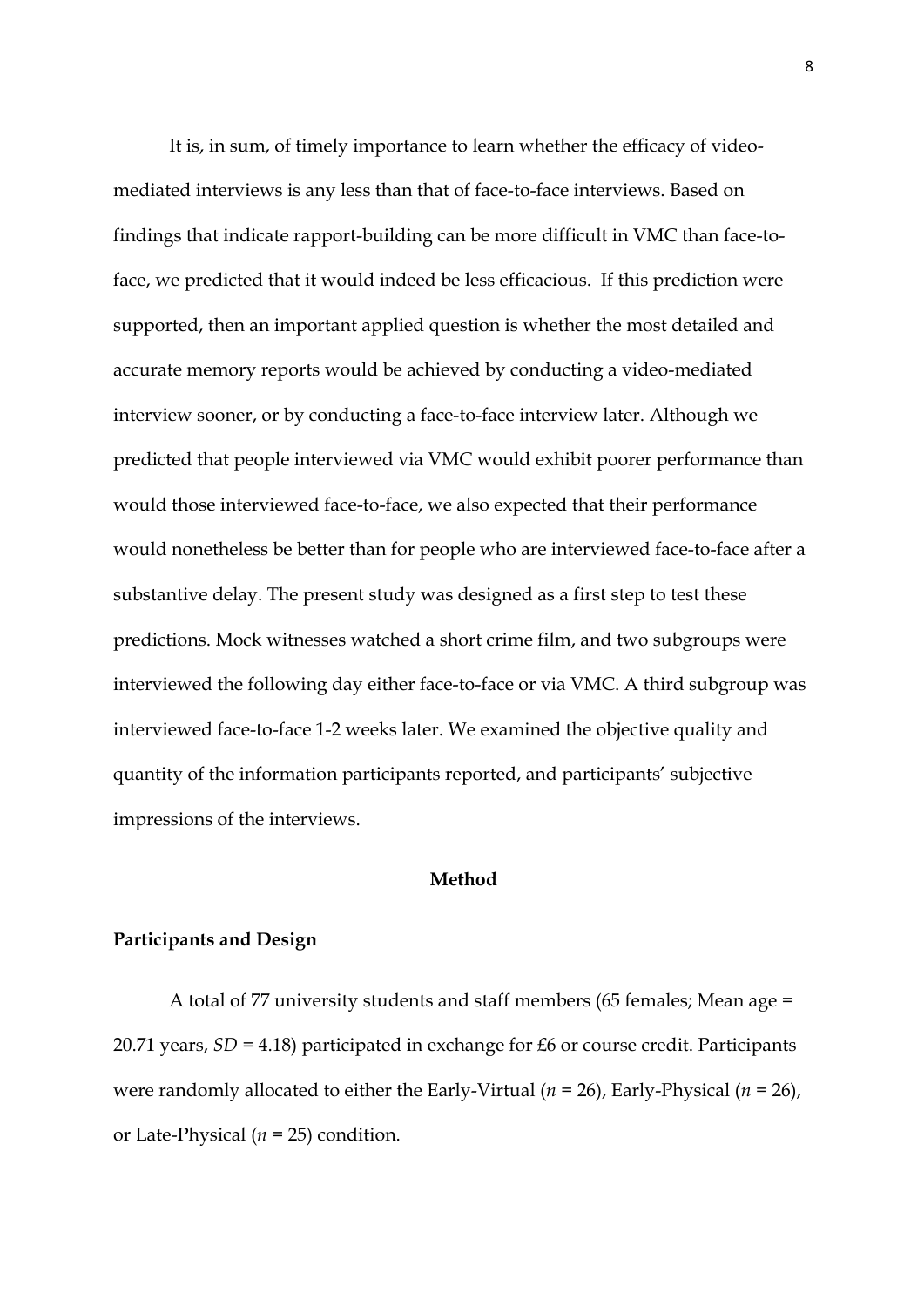It is, in sum, of timely importance to learn whether the efficacy of video-mediated interviews is any less than that of face-to-face interviews. Based on findings that indicate rapport-building can be more difficult in VMC than face-to-face, we predicted that it would indeed be less efficacious. If this prediction were supported, then an important applied question is whether the most detailed and accurate memory reports would be achieved by conducting a video-mediated interview sooner, or by conducting a face-to-face interview later. Although we predicted that people interviewed via VMC would exhibit poorer performance than would those interviewed face-to-face, we also expected that their performance would nonetheless be better than for people who are interviewed face-to-face after a substantive delay. The present study was designed as a first step to test these predictions. Mock witnesses watched a short crime film, and two subgroups were interviewed the following day either face-to-face or via VMC. A third subgroup was interviewed face-to-face 1-2 weeks later. We examined the objective quality and quantity of the information participants reported, and participants' subjective impressions of the interviews.

## Method

### Participants and Design

A total of 77 university students and staff members (65 females; Mean age = 20.71 years, *SD* = 4.18) participated in exchange for £6 or course credit. Participants were randomly allocated to either the Early-Virtual (*n* = 26), Early-Physical (*n* = 26), or Late-Physical (*n* = 25) condition.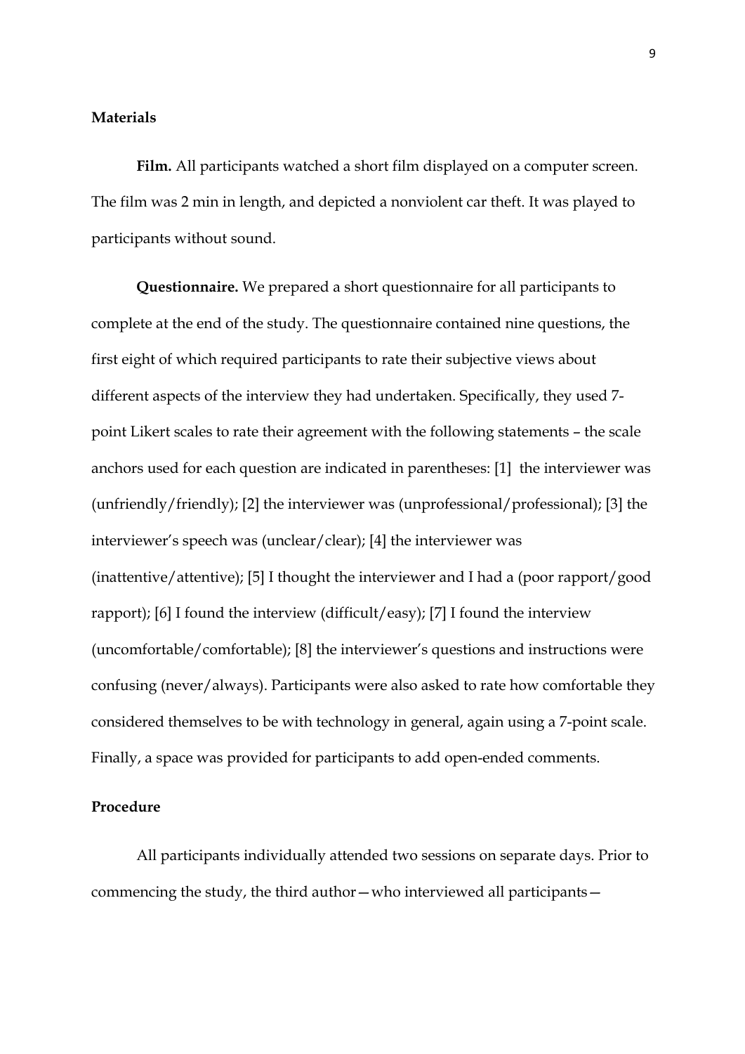## Materials

**Film.** All participants watched a short film displayed on a computer screen. The film was 2 min in length, and depicted a nonviolent car theft. It was played to participants without sound.

**Questionnaire.** We prepared a short questionnaire for all participants to complete at the end of the study. The questionnaire contained nine questions, the first eight of which required participants to rate their subjective views about different aspects of the interview they had undertaken. Specifically, they used 7-point Likert scales to rate their agreement with the following statements – the scale anchors used for each question are indicated in parentheses: [1] the interviewer was (unfriendly/friendly); [2] the interviewer was (unprofessional/professional); [3] the interviewer's speech was (unclear/clear); [4] the interviewer was (inattentive/attentive); [5] I thought the interviewer and I had a (poor rapport/good rapport); [6] I found the interview (difficult/easy); [7] I found the interview (uncomfortable/comfortable); [8] the interviewer's questions and instructions were confusing (never/always). Participants were also asked to rate how comfortable they considered themselves to be with technology in general, again using a 7-point scale. Finally, a space was provided for participants to add open-ended comments.

## Procedure

All participants individually attended two sessions on separate days. Prior to commencing the study, the third author—who interviewed all participants—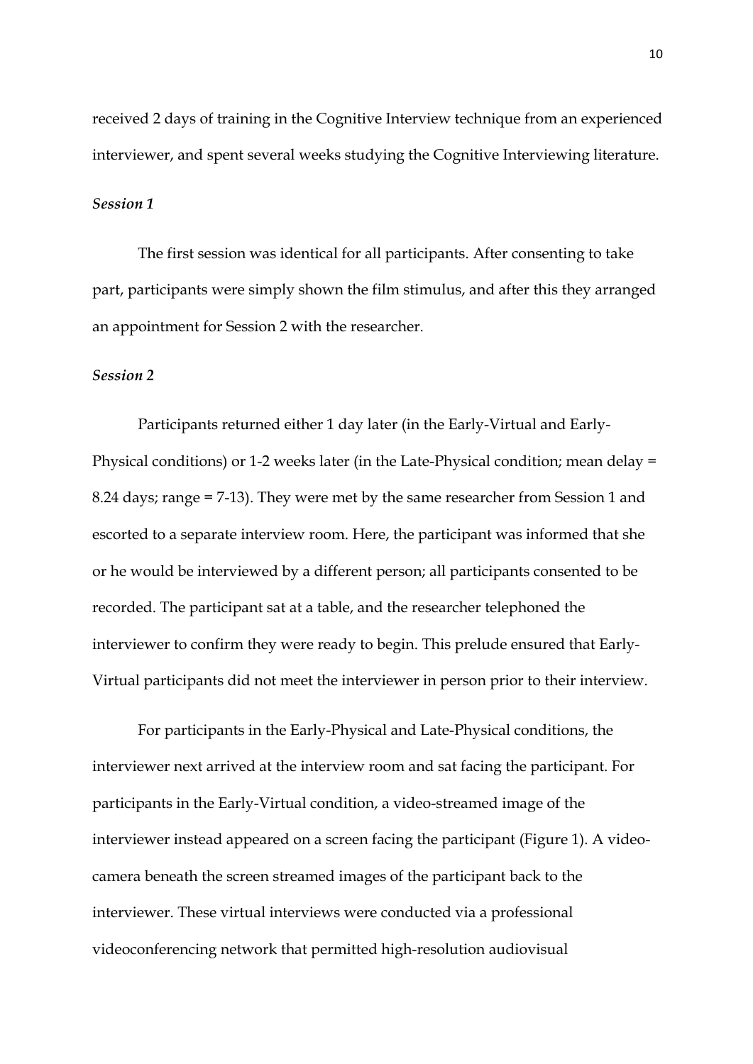received 2 days of training in the Cognitive Interview technique from an experienced interviewer, and spent several weeks studying the Cognitive Interviewing literature.

***Session 1***

The first session was identical for all participants. After consenting to take part, participants were simply shown the film stimulus, and after this they arranged an appointment for Session 2 with the researcher.

***Session 2***

Participants returned either 1 day later (in the Early-Virtual and Early-Physical conditions) or 1-2 weeks later (in the Late-Physical condition; mean delay = 8.24 days; range = 7-13). They were met by the same researcher from Session 1 and escorted to a separate interview room. Here, the participant was informed that she or he would be interviewed by a different person; all participants consented to be recorded. The participant sat at a table, and the researcher telephoned the interviewer to confirm they were ready to begin. This prelude ensured that Early-Virtual participants did not meet the interviewer in person prior to their interview.

For participants in the Early-Physical and Late-Physical conditions, the interviewer next arrived at the interview room and sat facing the participant. For participants in the Early-Virtual condition, a video-streamed image of the interviewer instead appeared on a screen facing the participant (Figure 1). A video-camera beneath the screen streamed images of the participant back to the interviewer. These virtual interviews were conducted via a professional videoconferencing network that permitted high-resolution audiovisual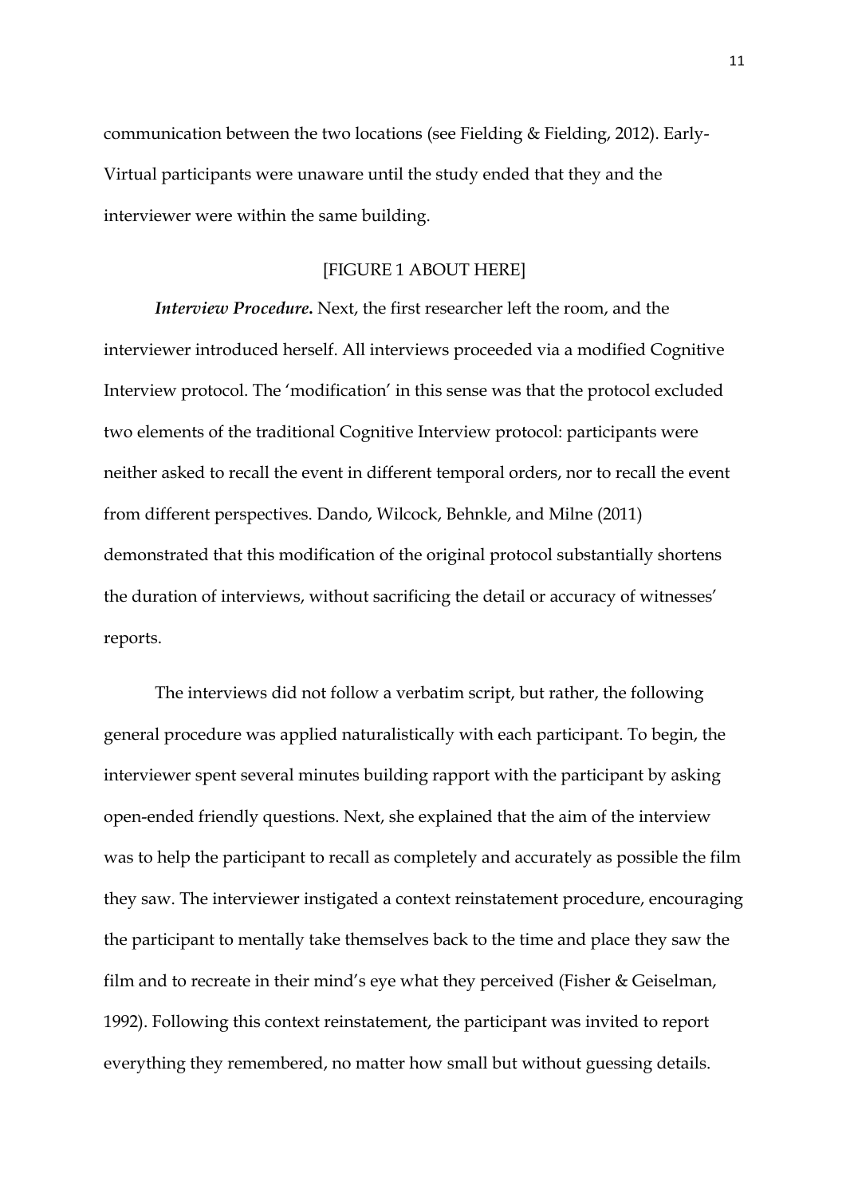communication between the two locations (see Fielding & Fielding, 2012). Early-Virtual participants were unaware until the study ended that they and the interviewer were within the same building.

[FIGURE 1 ABOUT HERE]

***Interview Procedure.*** Next, the first researcher left the room, and the interviewer introduced herself. All interviews proceeded via a modified Cognitive Interview protocol. The 'modification' in this sense was that the protocol excluded two elements of the traditional Cognitive Interview protocol: participants were neither asked to recall the event in different temporal orders, nor to recall the event from different perspectives. Dando, Wilcock, Behnkle, and Milne (2011) demonstrated that this modification of the original protocol substantially shortens the duration of interviews, without sacrificing the detail or accuracy of witnesses' reports.

The interviews did not follow a verbatim script, but rather, the following general procedure was applied naturalistically with each participant. To begin, the interviewer spent several minutes building rapport with the participant by asking open-ended friendly questions. Next, she explained that the aim of the interview was to help the participant to recall as completely and accurately as possible the film they saw. The interviewer instigated a context reinstatement procedure, encouraging the participant to mentally take themselves back to the time and place they saw the film and to recreate in their mind's eye what they perceived (Fisher & Geiselman, 1992). Following this context reinstatement, the participant was invited to report everything they remembered, no matter how small but without guessing details.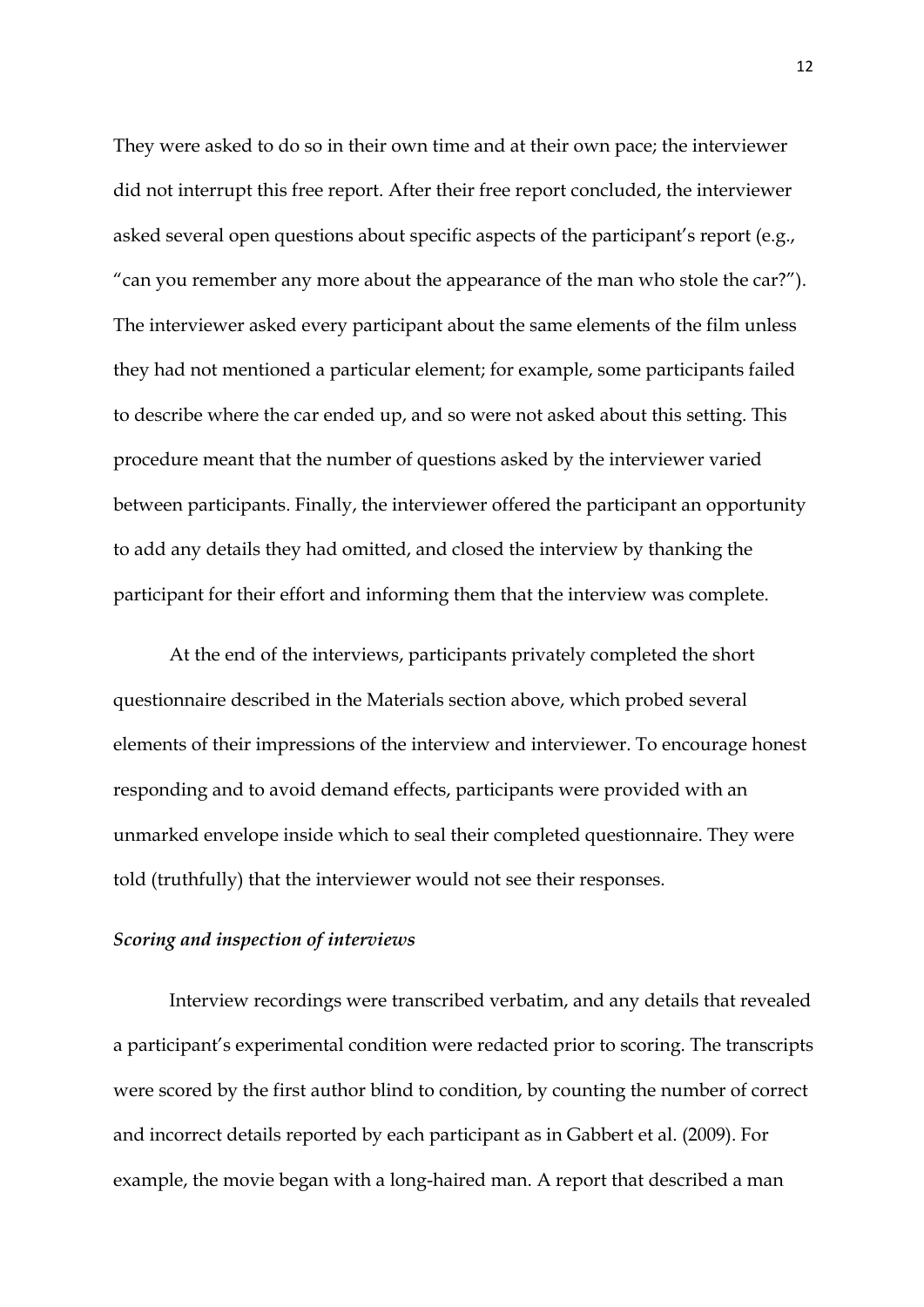They were asked to do so in their own time and at their own pace; the interviewer did not interrupt this free report. After their free report concluded, the interviewer asked several open questions about specific aspects of the participant's report (e.g., "can you remember any more about the appearance of the man who stole the car?"). The interviewer asked every participant about the same elements of the film unless they had not mentioned a particular element; for example, some participants failed to describe where the car ended up, and so were not asked about this setting. This procedure meant that the number of questions asked by the interviewer varied between participants. Finally, the interviewer offered the participant an opportunity to add any details they had omitted, and closed the interview by thanking the participant for their effort and informing them that the interview was complete.

At the end of the interviews, participants privately completed the short questionnaire described in the Materials section above, which probed several elements of their impressions of the interview and interviewer. To encourage honest responding and to avoid demand effects, participants were provided with an unmarked envelope inside which to seal their completed questionnaire. They were told (truthfully) that the interviewer would not see their responses.

### *Scoring and inspection of interviews*

Interview recordings were transcribed verbatim, and any details that revealed a participant's experimental condition were redacted prior to scoring. The transcripts were scored by the first author blind to condition, by counting the number of correct and incorrect details reported by each participant as in Gabbert et al. (2009). For example, the movie began with a long-haired man. A report that described a man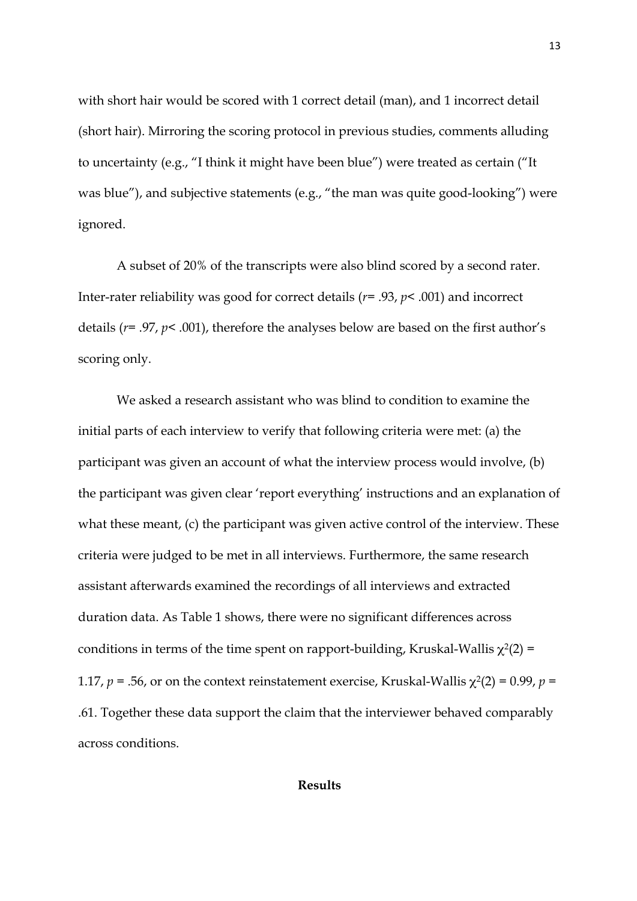with short hair would be scored with 1 correct detail (man), and 1 incorrect detail (short hair). Mirroring the scoring protocol in previous studies, comments alluding to uncertainty (e.g., "I think it might have been blue") were treated as certain ("It was blue"), and subjective statements (e.g., "the man was quite good-looking") were ignored.

A subset of 20% of the transcripts were also blind scored by a second rater. Inter-rater reliability was good for correct details ($r = .93$, $p < .001$) and incorrect details ($r = .97$, $p < .001$), therefore the analyses below are based on the first author's scoring only.

We asked a research assistant who was blind to condition to examine the initial parts of each interview to verify that following criteria were met: (a) the participant was given an account of what the interview process would involve, (b) the participant was given clear 'report everything' instructions and an explanation of what these meant, (c) the participant was given active control of the interview. These criteria were judged to be met in all interviews. Furthermore, the same research assistant afterwards examined the recordings of all interviews and extracted duration data. As Table 1 shows, there were no significant differences across conditions in terms of the time spent on rapport-building, Kruskal-Wallis $\chi^2(2) = 1.17$, $p = .56$, or on the context reinstatement exercise, Kruskal-Wallis $\chi^2(2) = 0.99$, $p = .61$. Together these data support the claim that the interviewer behaved comparably across conditions.

## Results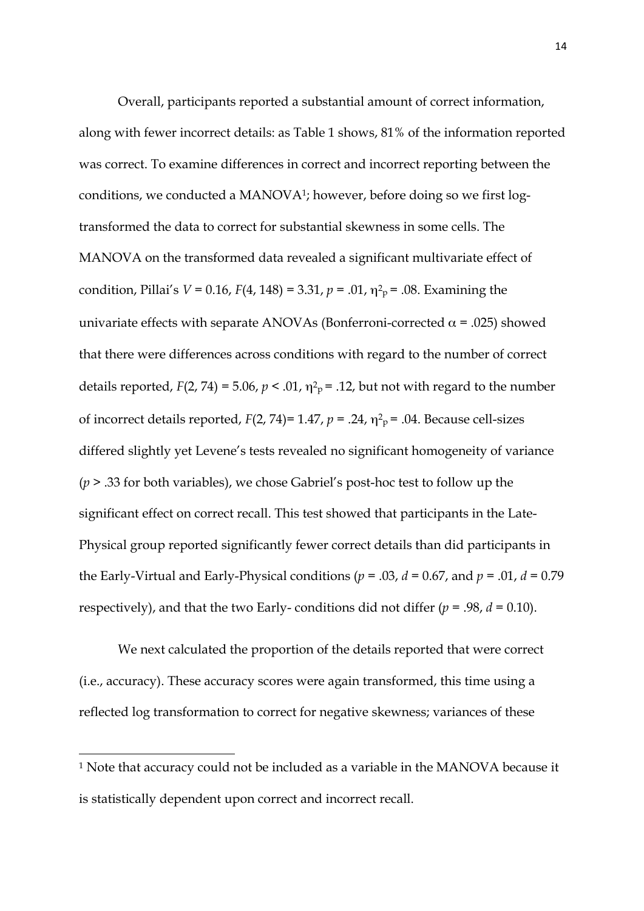Overall, participants reported a substantial amount of correct information, along with fewer incorrect details: as Table 1 shows, 81% of the information reported was correct. To examine differences in correct and incorrect reporting between the conditions, we conducted a MANOVA[1]; however, before doing so we first log-transformed the data to correct for substantial skewness in some cells. The MANOVA on the transformed data revealed a significant multivariate effect of condition, Pillai's $V = 0.16$, $F(4, 148) = 3.31$, $p = .01$, $\eta^2_p = .08$. Examining the univariate effects with separate ANOVAs (Bonferroni-corrected $\alpha = .025$) showed that there were differences across conditions with regard to the number of correct details reported, $F(2, 74) = 5.06$, $p < .01$, $\eta^2_p = .12$, but not with regard to the number of incorrect details reported, $F(2, 74) = 1.47$, $p = .24$, $\eta^2_p = .04$. Because cell-sizes differed slightly yet Levene's tests revealed no significant homogeneity of variance ($p > .33$ for both variables), we chose Gabriel's post-hoc test to follow up the significant effect on correct recall. This test showed that participants in the Late-Physical group reported significantly fewer correct details than did participants in the Early-Virtual and Early-Physical conditions ($p = .03$, $d = 0.67$, and $p = .01$, $d = 0.79$ respectively), and that the two Early- conditions did not differ ($p = .98$, $d = 0.10$).

We next calculated the proportion of the details reported that were correct (i.e., accuracy). These accuracy scores were again transformed, this time using a reflected log transformation to correct for negative skewness; variances of these

---

[1] Note that accuracy could not be included as a variable in the MANOVA because it is statistically dependent upon correct and incorrect recall.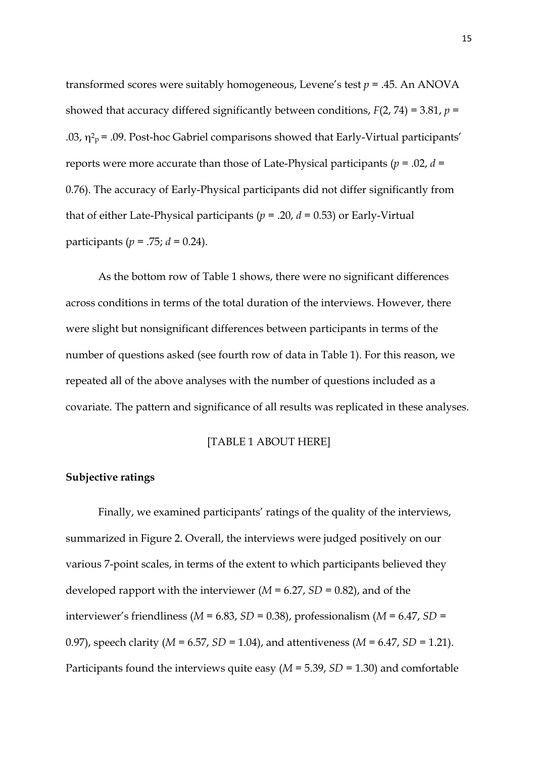transformed scores were suitably homogeneous, Levene's test $p$ = .45. An ANOVA showed that accuracy differed significantly between conditions, $F(2, 74) = 3.81$, $p$ = .03, $\eta^2_p$ = .09. Post-hoc Gabriel comparisons showed that Early-Virtual participants' reports were more accurate than those of Late-Physical participants ($p$ = .02, $d$ = 0.76). The accuracy of Early-Physical participants did not differ significantly from that of either Late-Physical participants ($p$ = .20, $d$ = 0.53) or Early-Virtual participants ($p$ = .75; $d$ = 0.24).

As the bottom row of Table 1 shows, there were no significant differences across conditions in terms of the total duration of the interviews. However, there were slight but nonsignificant differences between participants in terms of the number of questions asked (see fourth row of data in Table 1). For this reason, we repeated all of the above analyses with the number of questions included as a covariate. The pattern and significance of all results was replicated in these analyses.

[TABLE 1 ABOUT HERE]

**Subjective ratings**

Finally, we examined participants' ratings of the quality of the interviews, summarized in Figure 2. Overall, the interviews were judged positively on our various 7-point scales, in terms of the extent to which participants believed they developed rapport with the interviewer ($M$ = 6.27, $SD$ = 0.82), and of the interviewer's friendliness ($M$ = 6.83, $SD$ = 0.38), professionalism ($M$ = 6.47, $SD$ = 0.97), speech clarity ($M$ = 6.57, $SD$ = 1.04), and attentiveness ($M$ = 6.47, $SD$ = 1.21). Participants found the interviews quite easy ($M$ = 5.39, $SD$ = 1.30) and comfortable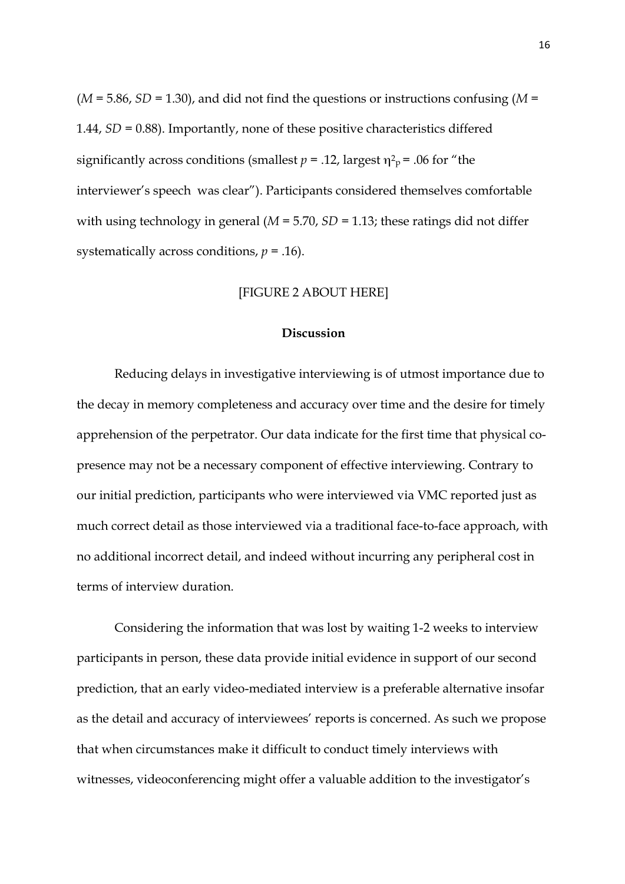($M$ = 5.86, $SD$ = 1.30), and did not find the questions or instructions confusing ($M$ = 1.44, $SD$ = 0.88). Importantly, none of these positive characteristics differed significantly across conditions (smallest $p$ = .12, largest $\eta^2_p$ = .06 for "the interviewer's speech was clear"). Participants considered themselves comfortable with using technology in general ($M$ = 5.70, $SD$ = 1.13; these ratings did not differ systematically across conditions, $p$ = .16).

[FIGURE 2 ABOUT HERE]

## Discussion

Reducing delays in investigative interviewing is of utmost importance due to the decay in memory completeness and accuracy over time and the desire for timely apprehension of the perpetrator. Our data indicate for the first time that physical co-presence may not be a necessary component of effective interviewing. Contrary to our initial prediction, participants who were interviewed via VMC reported just as much correct detail as those interviewed via a traditional face-to-face approach, with no additional incorrect detail, and indeed without incurring any peripheral cost in terms of interview duration.

Considering the information that was lost by waiting 1-2 weeks to interview participants in person, these data provide initial evidence in support of our second prediction, that an early video-mediated interview is a preferable alternative insofar as the detail and accuracy of interviewees' reports is concerned. As such we propose that when circumstances make it difficult to conduct timely interviews with witnesses, videoconferencing might offer a valuable addition to the investigator's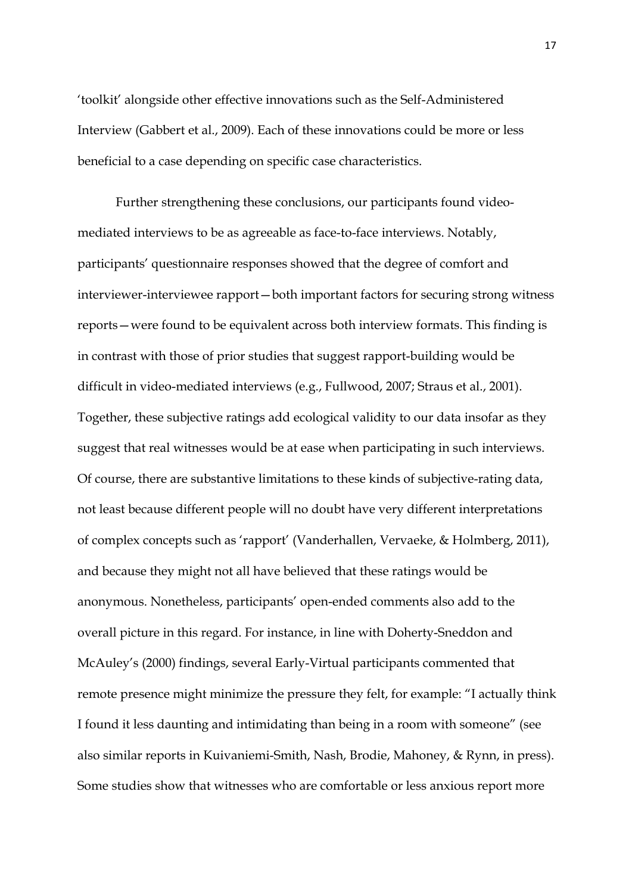'toolkit' alongside other effective innovations such as the Self-Administered Interview (Gabbert et al., 2009). Each of these innovations could be more or less beneficial to a case depending on specific case characteristics.

Further strengthening these conclusions, our participants found video-mediated interviews to be as agreeable as face-to-face interviews. Notably, participants' questionnaire responses showed that the degree of comfort and interviewer-interviewee rapport—both important factors for securing strong witness reports—were found to be equivalent across both interview formats. This finding is in contrast with those of prior studies that suggest rapport-building would be difficult in video-mediated interviews (e.g., Fullwood, 2007; Straus et al., 2001). Together, these subjective ratings add ecological validity to our data insofar as they suggest that real witnesses would be at ease when participating in such interviews. Of course, there are substantive limitations to these kinds of subjective-rating data, not least because different people will no doubt have very different interpretations of complex concepts such as 'rapport' (Vanderhallen, Vervaeke, & Holmberg, 2011), and because they might not all have believed that these ratings would be anonymous. Nonetheless, participants' open-ended comments also add to the overall picture in this regard. For instance, in line with Doherty-Sneddon and McAuley's (2000) findings, several Early-Virtual participants commented that remote presence might minimize the pressure they felt, for example: "I actually think I found it less daunting and intimidating than being in a room with someone" (see also similar reports in Kuivaniemi-Smith, Nash, Brodie, Mahoney, & Rynn, in press). Some studies show that witnesses who are comfortable or less anxious report more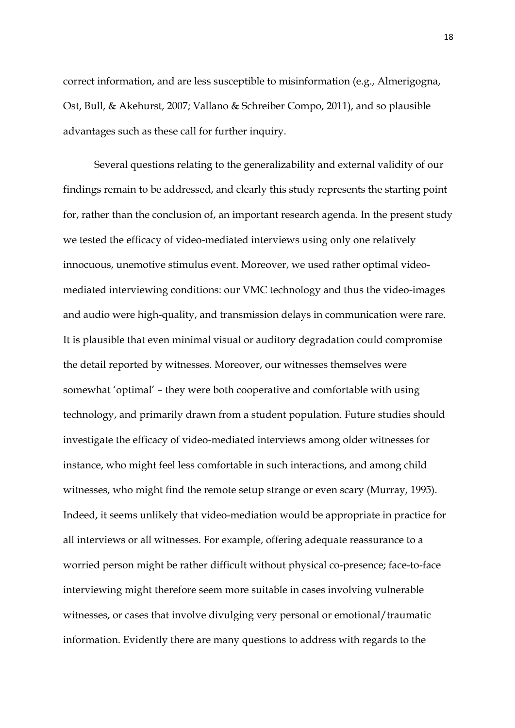correct information, and are less susceptible to misinformation (e.g., Almerigogna, Ost, Bull, & Akehurst, 2007; Vallano & Schreiber Compo, 2011), and so plausible advantages such as these call for further inquiry.

Several questions relating to the generalizability and external validity of our findings remain to be addressed, and clearly this study represents the starting point for, rather than the conclusion of, an important research agenda. In the present study we tested the efficacy of video-mediated interviews using only one relatively innocuous, unemotive stimulus event. Moreover, we used rather optimal video-mediated interviewing conditions: our VMC technology and thus the video-images and audio were high-quality, and transmission delays in communication were rare. It is plausible that even minimal visual or auditory degradation could compromise the detail reported by witnesses. Moreover, our witnesses themselves were somewhat 'optimal' – they were both cooperative and comfortable with using technology, and primarily drawn from a student population. Future studies should investigate the efficacy of video-mediated interviews among older witnesses for instance, who might feel less comfortable in such interactions, and among child witnesses, who might find the remote setup strange or even scary (Murray, 1995). Indeed, it seems unlikely that video-mediation would be appropriate in practice for all interviews or all witnesses. For example, offering adequate reassurance to a worried person might be rather difficult without physical co-presence; face-to-face interviewing might therefore seem more suitable in cases involving vulnerable witnesses, or cases that involve divulging very personal or emotional/traumatic information. Evidently there are many questions to address with regards to the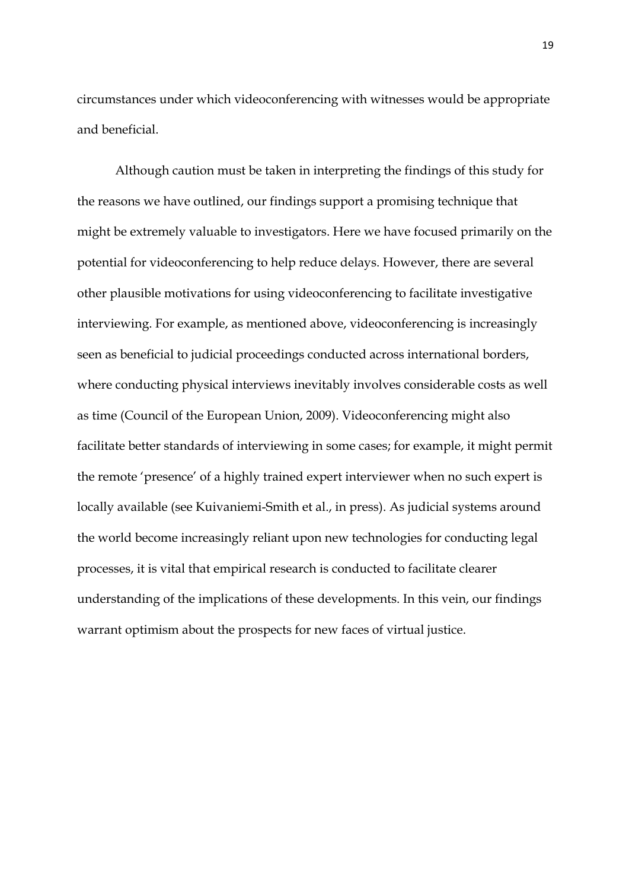circumstances under which videoconferencing with witnesses would be appropriate and beneficial.

Although caution must be taken in interpreting the findings of this study for the reasons we have outlined, our findings support a promising technique that might be extremely valuable to investigators. Here we have focused primarily on the potential for videoconferencing to help reduce delays. However, there are several other plausible motivations for using videoconferencing to facilitate investigative interviewing. For example, as mentioned above, videoconferencing is increasingly seen as beneficial to judicial proceedings conducted across international borders, where conducting physical interviews inevitably involves considerable costs as well as time (Council of the European Union, 2009). Videoconferencing might also facilitate better standards of interviewing in some cases; for example, it might permit the remote 'presence' of a highly trained expert interviewer when no such expert is locally available (see Kuivaniemi-Smith et al., in press). As judicial systems around the world become increasingly reliant upon new technologies for conducting legal processes, it is vital that empirical research is conducted to facilitate clearer understanding of the implications of these developments. In this vein, our findings warrant optimism about the prospects for new faces of virtual justice.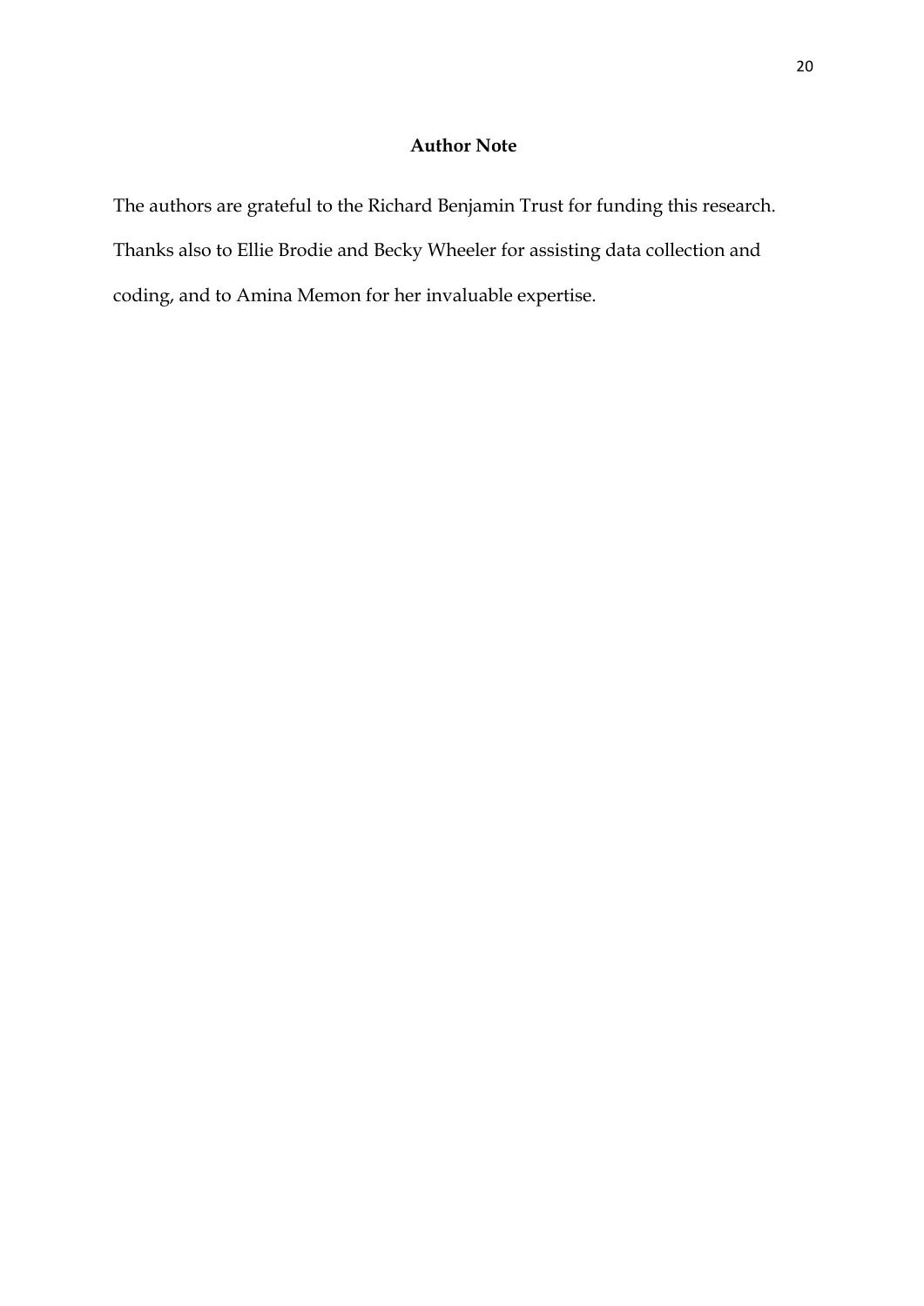## Author Note

The authors are grateful to the Richard Benjamin Trust for funding this research. Thanks also to Ellie Brodie and Becky Wheeler for assisting data collection and coding, and to Amina Memon for her invaluable expertise.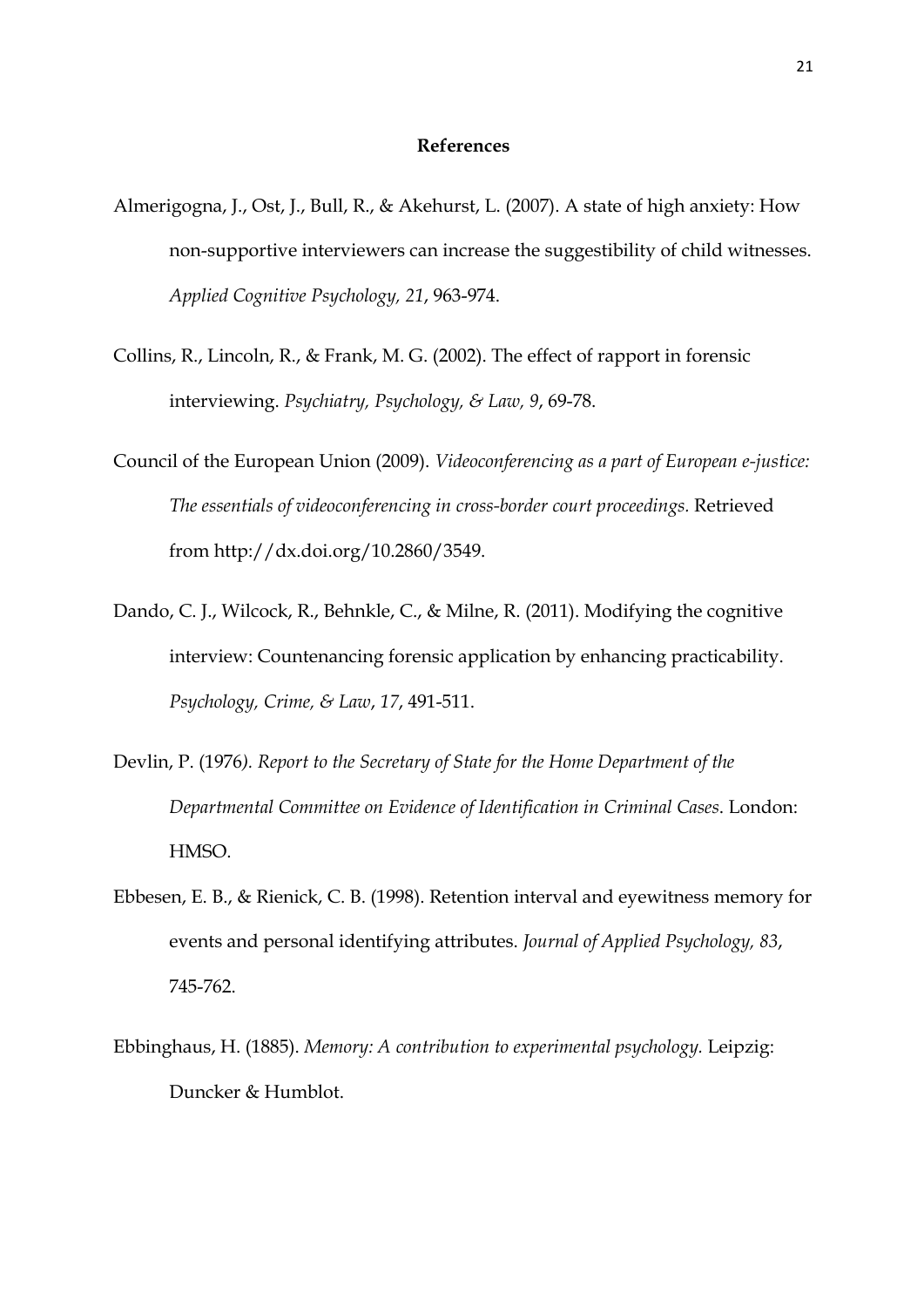## References

Almerigogna, J., Ost, J., Bull, R., & Akehurst, L. (2007). A state of high anxiety: How non-supportive interviewers can increase the suggestibility of child witnesses. *Applied Cognitive Psychology, 21*, 963-974.

Collins, R., Lincoln, R., & Frank, M. G. (2002). The effect of rapport in forensic interviewing. *Psychiatry, Psychology, & Law, 9*, 69-78.

Council of the European Union (2009). *Videoconferencing as a part of European e-justice: The essentials of videoconferencing in cross-border court proceedings.* Retrieved from http://dx.doi.org/10.2860/3549.

Dando, C. J., Wilcock, R., Behnkle, C., & Milne, R. (2011). Modifying the cognitive interview: Countenancing forensic application by enhancing practicability. *Psychology, Crime, & Law*, *17*, 491-511.

Devlin, P. (1976*). Report to the Secretary of State for the Home Department of the Departmental Committee on Evidence of Identification in Criminal Cases*. London: HMSO.

Ebbesen, E. B., & Rienick, C. B. (1998). Retention interval and eyewitness memory for events and personal identifying attributes. *Journal of Applied Psychology, 83*, 745-762.

Ebbinghaus, H. (1885). *Memory: A contribution to experimental psychology.* Leipzig: Duncker & Humblot.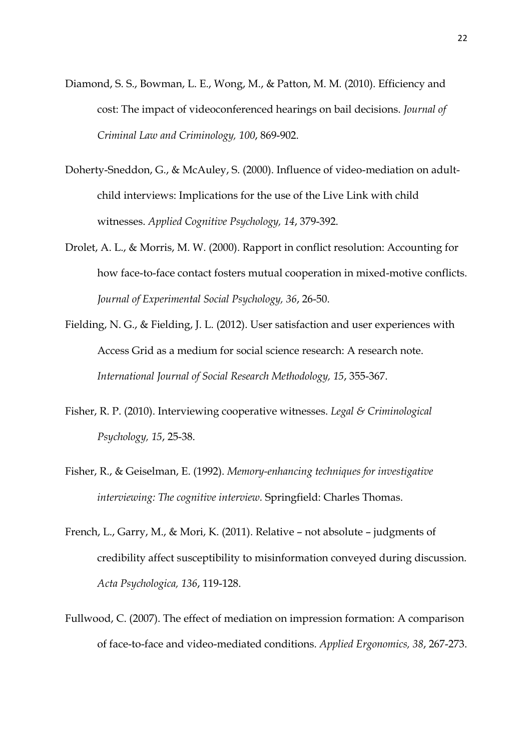Diamond, S. S., Bowman, L. E., Wong, M., & Patton, M. M. (2010). Efficiency and cost: The impact of videoconferenced hearings on bail decisions. *Journal of Criminal Law and Criminology, 100*, 869-902.

Doherty-Sneddon, G., & McAuley, S. (2000). Influence of video-mediation on adult-child interviews: Implications for the use of the Live Link with child witnesses. *Applied Cognitive Psychology, 14*, 379-392.

Drolet, A. L., & Morris, M. W. (2000). Rapport in conflict resolution: Accounting for how face-to-face contact fosters mutual cooperation in mixed-motive conflicts. *Journal of Experimental Social Psychology, 36*, 26-50.

Fielding, N. G., & Fielding, J. L. (2012). User satisfaction and user experiences with Access Grid as a medium for social science research: A research note. *International Journal of Social Research Methodology, 15*, 355-367.

Fisher, R. P. (2010). Interviewing cooperative witnesses. *Legal & Criminological Psychology, 15*, 25-38.

Fisher, R., & Geiselman, E. (1992). *Memory-enhancing techniques for investigative interviewing: The cognitive interview.* Springfield: Charles Thomas.

French, L., Garry, M., & Mori, K. (2011). Relative – not absolute – judgments of credibility affect susceptibility to misinformation conveyed during discussion. *Acta Psychologica, 136*, 119-128.

Fullwood, C. (2007). The effect of mediation on impression formation: A comparison of face-to-face and video-mediated conditions. *Applied Ergonomics, 38*, 267-273.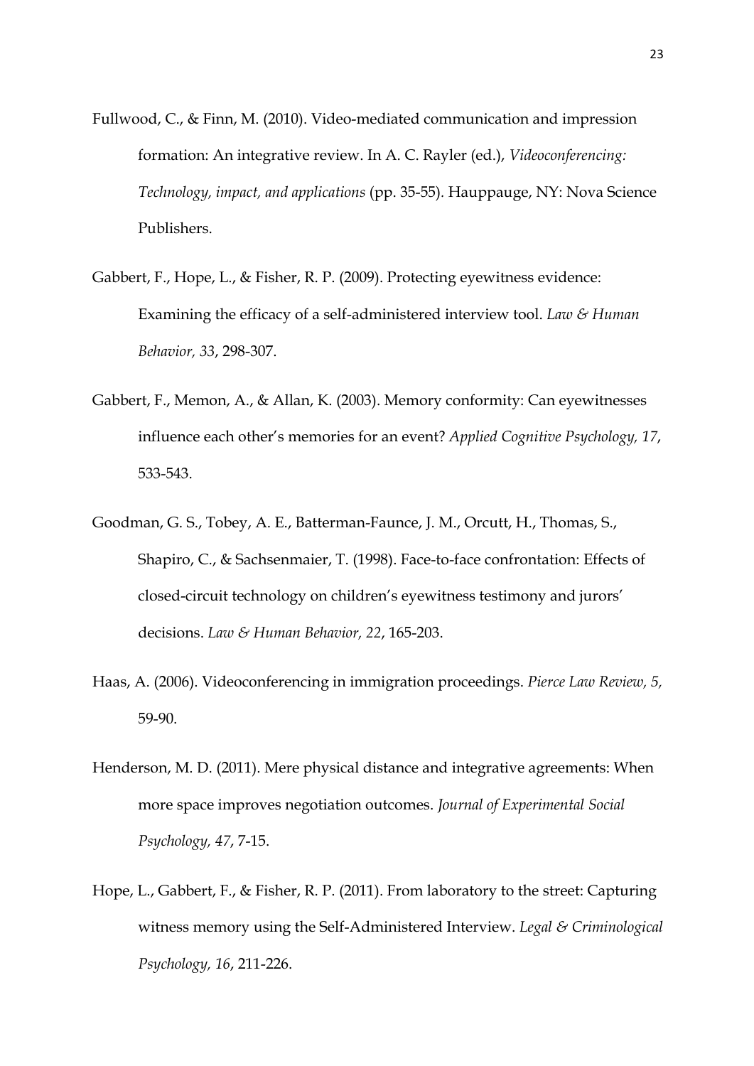Fullwood, C., & Finn, M. (2010). Video-mediated communication and impression formation: An integrative review. In A. C. Rayler (ed.), *Videoconferencing: Technology, impact, and applications* (pp. 35-55). Hauppauge, NY: Nova Science Publishers.

Gabbert, F., Hope, L., & Fisher, R. P. (2009). Protecting eyewitness evidence: Examining the efficacy of a self-administered interview tool. *Law & Human Behavior, 33*, 298-307.

Gabbert, F., Memon, A., & Allan, K. (2003). Memory conformity: Can eyewitnesses influence each other's memories for an event? *Applied Cognitive Psychology, 17*, 533-543.

Goodman, G. S., Tobey, A. E., Batterman-Faunce, J. M., Orcutt, H., Thomas, S., Shapiro, C., & Sachsenmaier, T. (1998). Face-to-face confrontation: Effects of closed-circuit technology on children's eyewitness testimony and jurors' decisions. *Law & Human Behavior, 22*, 165-203.

Haas, A. (2006). Videoconferencing in immigration proceedings. *Pierce Law Review, 5,* 59-90.

Henderson, M. D. (2011). Mere physical distance and integrative agreements: When more space improves negotiation outcomes. *Journal of Experimental Social Psychology, 47*, 7-15.

Hope, L., Gabbert, F., & Fisher, R. P. (2011). From laboratory to the street: Capturing witness memory using the Self-Administered Interview. *Legal & Criminological Psychology, 16*, 211-226.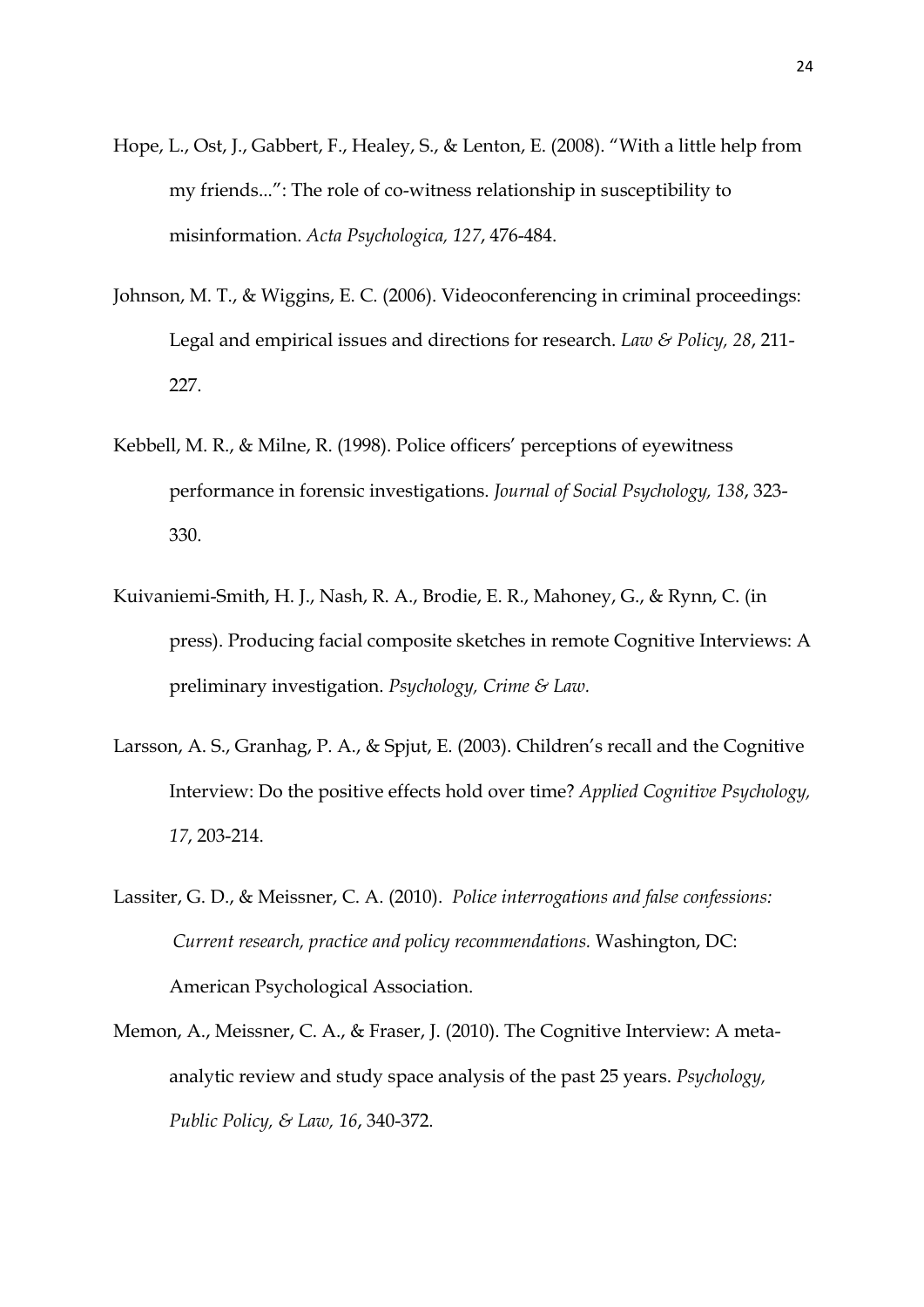Hope, L., Ost, J., Gabbert, F., Healey, S., & Lenton, E. (2008). "With a little help from my friends...": The role of co-witness relationship in susceptibility to misinformation. *Acta Psychologica, 127*, 476-484.

Johnson, M. T., & Wiggins, E. C. (2006). Videoconferencing in criminal proceedings: Legal and empirical issues and directions for research. *Law & Policy, 28*, 211-227.

Kebbell, M. R., & Milne, R. (1998). Police officers' perceptions of eyewitness performance in forensic investigations. *Journal of Social Psychology, 138*, 323-330.

Kuivaniemi-Smith, H. J., Nash, R. A., Brodie, E. R., Mahoney, G., & Rynn, C. (in press). Producing facial composite sketches in remote Cognitive Interviews: A preliminary investigation. *Psychology, Crime & Law.*

Larsson, A. S., Granhag, P. A., & Spjut, E. (2003). Children's recall and the Cognitive Interview: Do the positive effects hold over time? *Applied Cognitive Psychology, 17*, 203-214.

Lassiter, G. D., & Meissner, C. A. (2010). *Police interrogations and false confessions: Current research, practice and policy recommendations.* Washington, DC: American Psychological Association.

Memon, A., Meissner, C. A., & Fraser, J. (2010). The Cognitive Interview: A meta-analytic review and study space analysis of the past 25 years. *Psychology, Public Policy, & Law, 16*, 340-372.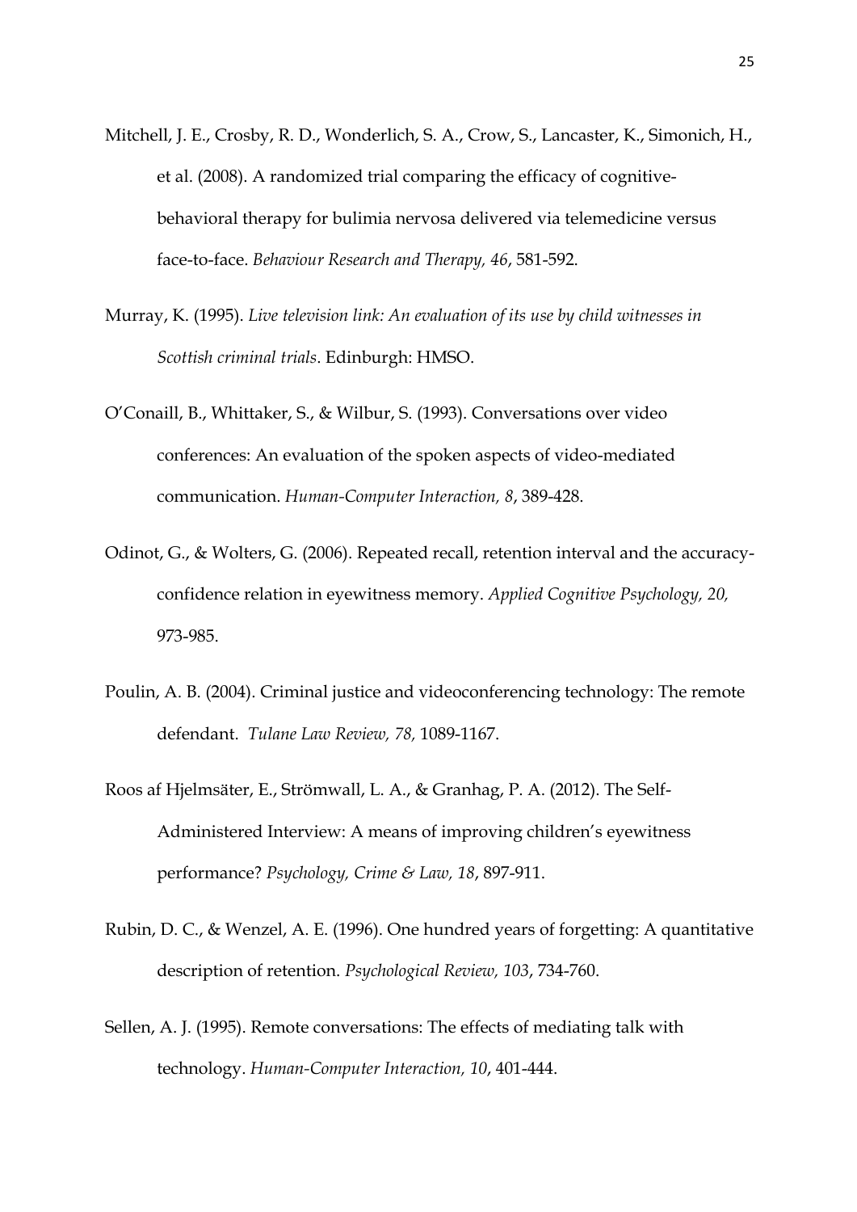Mitchell, J. E., Crosby, R. D., Wonderlich, S. A., Crow, S., Lancaster, K., Simonich, H., et al. (2008). A randomized trial comparing the efficacy of cognitive-behavioral therapy for bulimia nervosa delivered via telemedicine versus face-to-face. *Behaviour Research and Therapy, 46*, 581-592.

Murray, K. (1995). *Live television link: An evaluation of its use by child witnesses in Scottish criminal trials*. Edinburgh: HMSO.

O'Conaill, B., Whittaker, S., & Wilbur, S. (1993). Conversations over video conferences: An evaluation of the spoken aspects of video-mediated communication. *Human-Computer Interaction, 8*, 389-428.

Odinot, G., & Wolters, G. (2006). Repeated recall, retention interval and the accuracy-confidence relation in eyewitness memory. *Applied Cognitive Psychology, 20,* 973-985.

Poulin, A. B. (2004). Criminal justice and videoconferencing technology: The remote defendant. *Tulane Law Review, 78,* 1089-1167.

Roos af Hjelmsäter, E., Strömwall, L. A., & Granhag, P. A. (2012). The Self-Administered Interview: A means of improving children's eyewitness performance? *Psychology, Crime & Law, 18*, 897-911.

Rubin, D. C., & Wenzel, A. E. (1996). One hundred years of forgetting: A quantitative description of retention. *Psychological Review, 103*, 734-760.

Sellen, A. J. (1995). Remote conversations: The effects of mediating talk with technology. *Human-Computer Interaction, 10*, 401-444.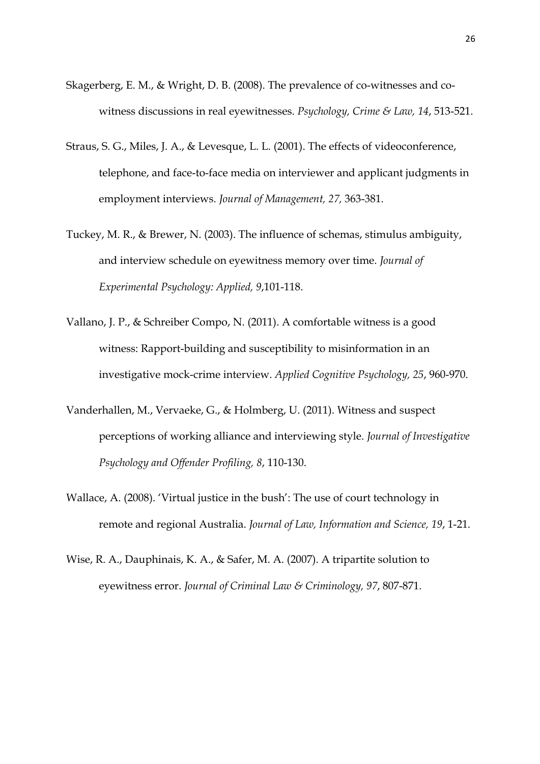Skagerberg, E. M., & Wright, D. B. (2008). The prevalence of co-witnesses and co-witness discussions in real eyewitnesses. *Psychology, Crime & Law, 14*, 513-521.

Straus, S. G., Miles, J. A., & Levesque, L. L. (2001). The effects of videoconference, telephone, and face-to-face media on interviewer and applicant judgments in employment interviews. *Journal of Management, 27,* 363-381.

Tuckey, M. R., & Brewer, N. (2003). The influence of schemas, stimulus ambiguity, and interview schedule on eyewitness memory over time. *Journal of Experimental Psychology: Applied, 9*,101-118.

Vallano, J. P., & Schreiber Compo, N. (2011). A comfortable witness is a good witness: Rapport-building and susceptibility to misinformation in an investigative mock-crime interview. *Applied Cognitive Psychology, 25*, 960-970.

Vanderhallen, M., Vervaeke, G., & Holmberg, U. (2011). Witness and suspect perceptions of working alliance and interviewing style. *Journal of Investigative Psychology and Offender Profiling, 8*, 110-130.

Wallace, A. (2008). 'Virtual justice in the bush': The use of court technology in remote and regional Australia. *Journal of Law, Information and Science, 19*, 1-21.

Wise, R. A., Dauphinais, K. A., & Safer, M. A. (2007). A tripartite solution to eyewitness error. *Journal of Criminal Law & Criminology, 97*, 807-871.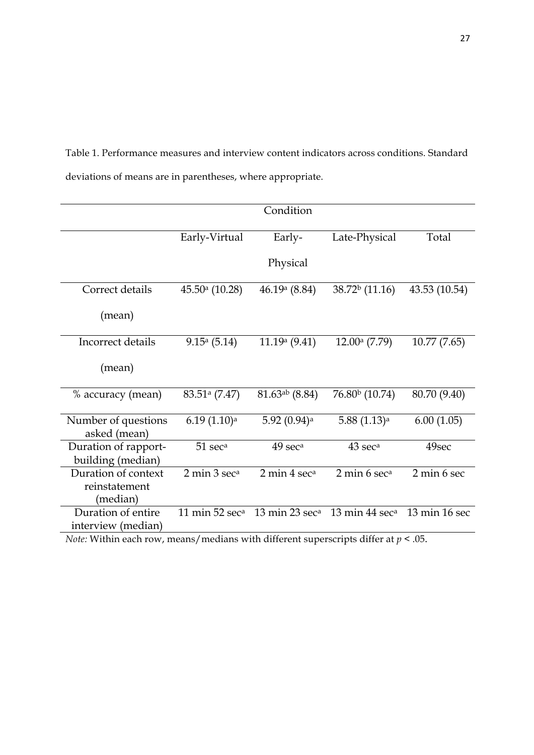Table 1. Performance measures and interview content indicators across conditions. Standard deviations of means are in parentheses, where appropriate.

| | Condition | | | |
|---|---|---|---|---|
| | Early-Virtual | Early-Physical | Late-Physical | Total |
| Correct details (mean) | 45.50[a] (10.28) | 46.19[a] (8.84) | 38.72[b] (11.16) | 43.53 (10.54) |
| Incorrect details (mean) | 9.15[a] (5.14) | 11.19[a] (9.41) | 12.00[a] (7.79) | 10.77 (7.65) |
| % accuracy (mean) | 83.51[a] (7.47) | 81.63[ab] (8.84) | 76.80[b] (10.74) | 80.70 (9.40) |
| Number of questions asked (mean) | 6.19 (1.10)[a] | 5.92 (0.94)[a] | 5.88 (1.13)[a] | 6.00 (1.05) |
| Duration of rapport-building (median) | 51 sec[a] | 49 sec[a] | 43 sec[a] | 49sec |
| Duration of context reinstatement (median) | 2 min 3 sec[a] | 2 min 4 sec[a] | 2 min 6 sec[a] | 2 min 6 sec |
| Duration of entire interview (median) | 11 min 52 sec[a] | 13 min 23 sec[a] | 13 min 44 sec[a] | 13 min 16 sec |

*Note:* Within each row, means/medians with different superscripts differ at $p < .05$.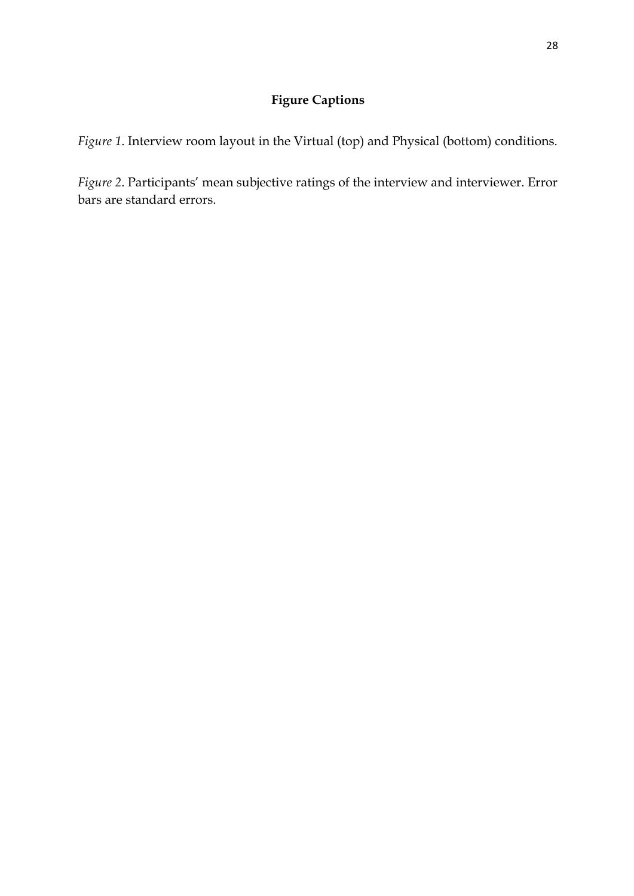## Figure Captions

*Figure 1*. Interview room layout in the Virtual (top) and Physical (bottom) conditions.

*Figure 2*. Participants' mean subjective ratings of the interview and interviewer. Error bars are standard errors.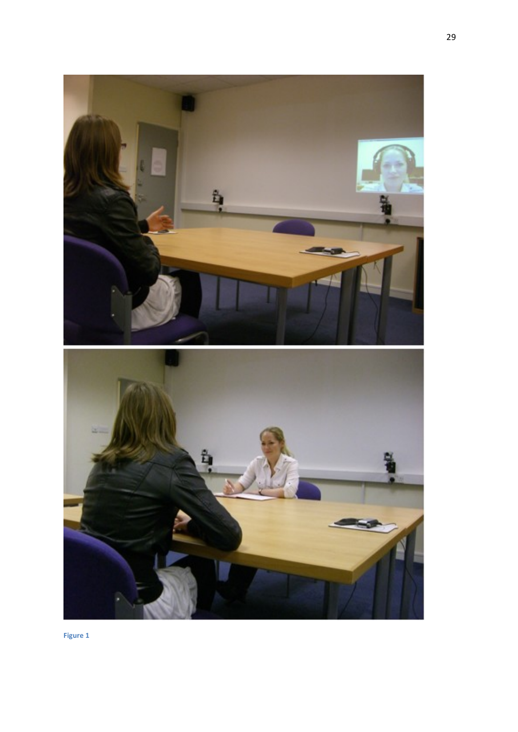Figure 1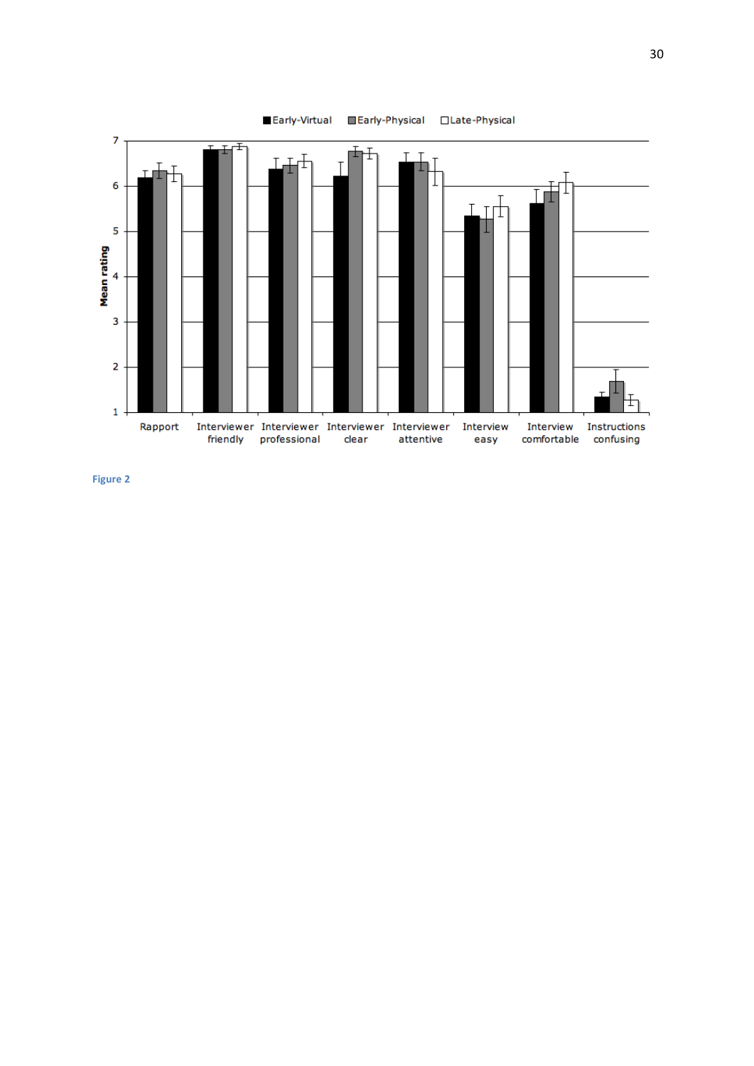Early-Virtual Early-Physical Late-Physical

Mean rating

7
6
5
4
3
2
1

Rapport
Interviewer friendly
Interviewer professional
Interviewer clear
Interviewer attentive
Interview easy
Interview comfortable
Instructions confusing

Figure 2